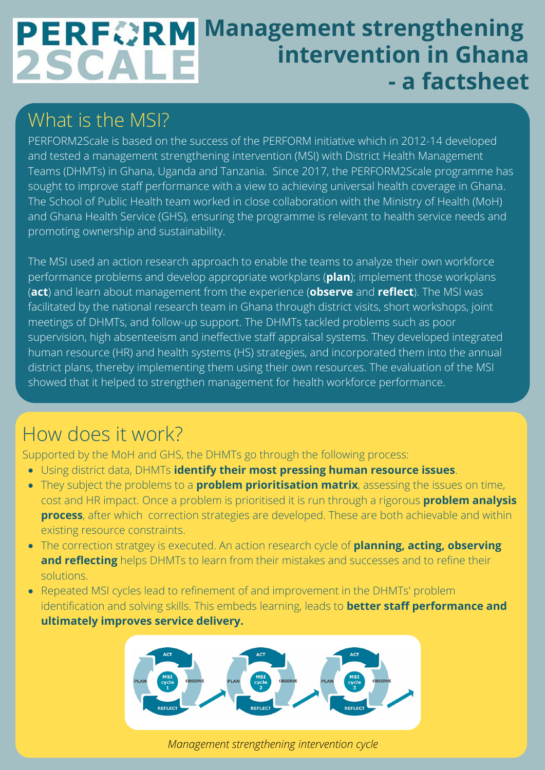# PERFORM2SCALE Management strengthening intervention in Ghana - a factsheet

## What is the MSI?

PERFORM2Scale is based on the success of the PERFORM initiative which in 2012-14 developed and tested a management strengthening intervention (MSI) with District Health Management Teams (DHMTs) in Ghana, Uganda and Tanzania. Since 2017, the PERFORM2Scale programme has sought to improve staff performance with a view to achieving universal health coverage in Ghana. The School of Public Health team worked in close collaboration with the Ministry of Health (MoH) and Ghana Health Service (GHS), ensuring the programme is relevant to health service needs and promoting ownership and sustainability.

The MSI used an action research approach to enable the teams to analyze their own workforce performance problems and develop appropriate workplans (**plan**); implement those workplans (**act**) and learn about management from the experience (**observe** and **reflect**). The MSI was facilitated by the national research team in Ghana through district visits, short workshops, joint meetings of DHMTs, and follow-up support. The DHMTs tackled problems such as poor supervision, high absenteeism and ineffective staff appraisal systems. They developed integrated human resource (HR) and health systems (HS) strategies, and incorporated them into the annual district plans, thereby implementing them using their own resources. The evaluation of the MSI showed that it helped to strengthen management for health workforce performance.

## How does it work?

Supported by the MoH and GHS, the DHMTs go through the following process:

- Using district data, DHMTs **identify their most pressing human resource issues**.
- They subject the problems to a **problem prioritisation matrix**, assessing the issues on time, cost and HR impact. Once a problem is prioritised it is run through a rigorous **problem analysis process**, after which correction strategies are developed. These are both achievable and within existing resource constraints.
- The correction stratgey is executed. An action research cycle of **planning, acting, observing and reflecting** helps DHMTs to learn from their mistakes and successes and to refine their solutions.
- Repeated MSI cycles lead to refinement of and improvement in the DHMTs' problem identification and solving skills. This embeds learning, leads to **better staff performance and ultimately improves service delivery.**

ACT
PLAN
MSI cycle 1
OBSERVE
REFLECT

ACT
PLAN
MSI cycle 2
OBSERVE
REFLECT

ACT
PLAN
MSI cycle 3
OBSERVE
REFLECT

*Management strengthening intervention cycle*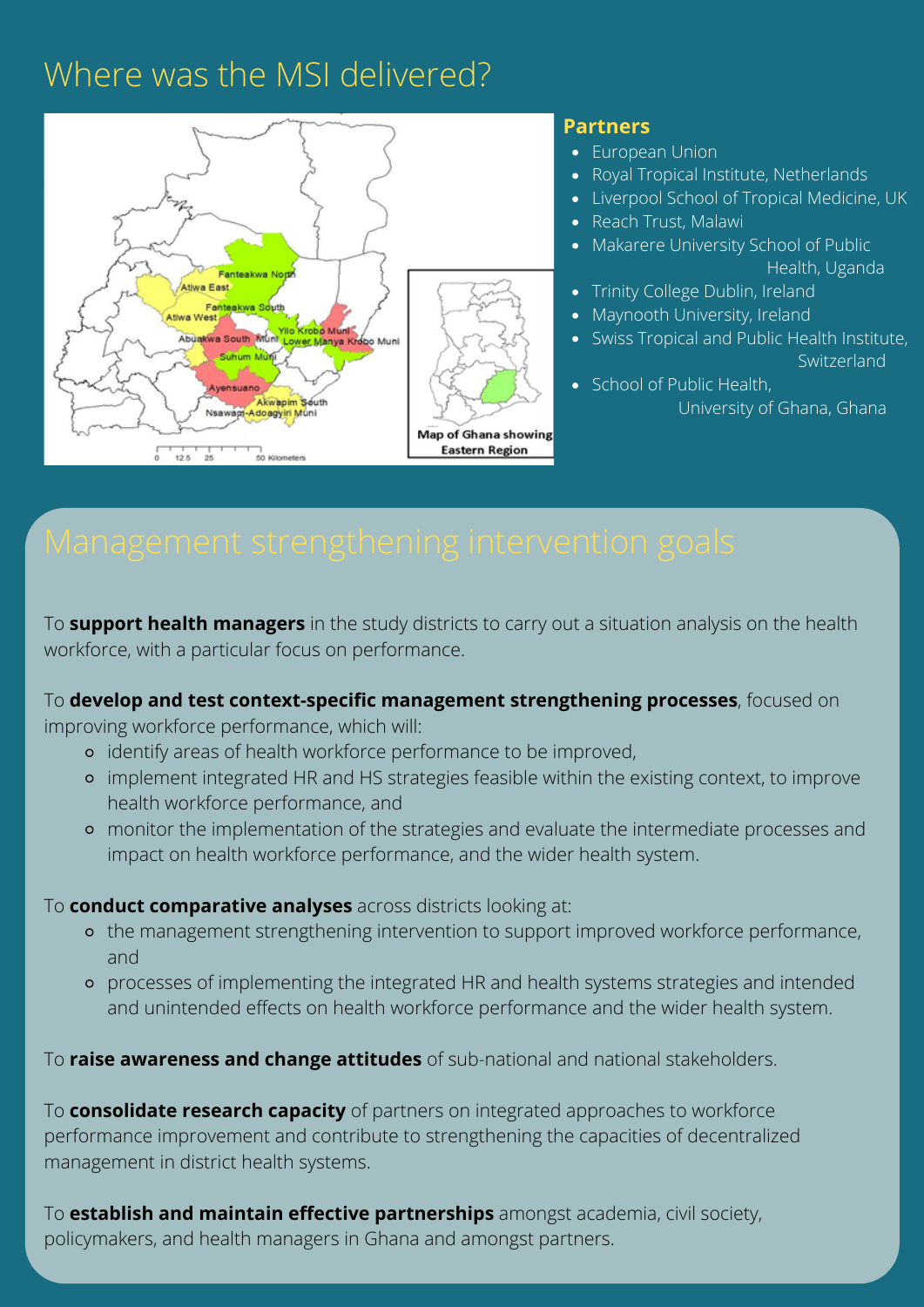# Where was the MSI delivered?

Fanteakwa North
Atiwa East
Fanteakwa South
Atiwa West
Yilo Krobo Muni
Abuakwa South Muni
Lower Manya Krobo Muni
Suhum Muni
Ayensuano
Akwapim South
Nsawam-Adoagyiri Muni
0 12.5 25 50 Kilometers

Map of Ghana showing Eastern Region

**Partners**

- European Union
- Royal Tropical Institute, Netherlands
- Liverpool School of Tropical Medicine, UK
- Reach Trust, Malawi
- Makarere University School of Public Health, Uganda
- Trinity College Dublin, Ireland
- Maynooth University, Ireland
- Swiss Tropical and Public Health Institute, Switzerland
- School of Public Health, University of Ghana, Ghana

## Management strengthening intervention goals

To **support health managers** in the study districts to carry out a situation analysis on the health workforce, with a particular focus on performance.

To **develop and test context-specific management strengthening processes**, focused on improving workforce performance, which will:

- identify areas of health workforce performance to be improved,
- implement integrated HR and HS strategies feasible within the existing context, to improve health workforce performance, and
- monitor the implementation of the strategies and evaluate the intermediate processes and impact on health workforce performance, and the wider health system.

To **conduct comparative analyses** across districts looking at:

- the management strengthening intervention to support improved workforce performance, and
- processes of implementing the integrated HR and health systems strategies and intended and unintended effects on health workforce performance and the wider health system.

To **raise awareness and change attitudes** of sub-national and national stakeholders.

To **consolidate research capacity** of partners on integrated approaches to workforce performance improvement and contribute to strengthening the capacities of decentralized management in district health systems.

To **establish and maintain effective partnerships** amongst academia, civil society, policymakers, and health managers in Ghana and amongst partners.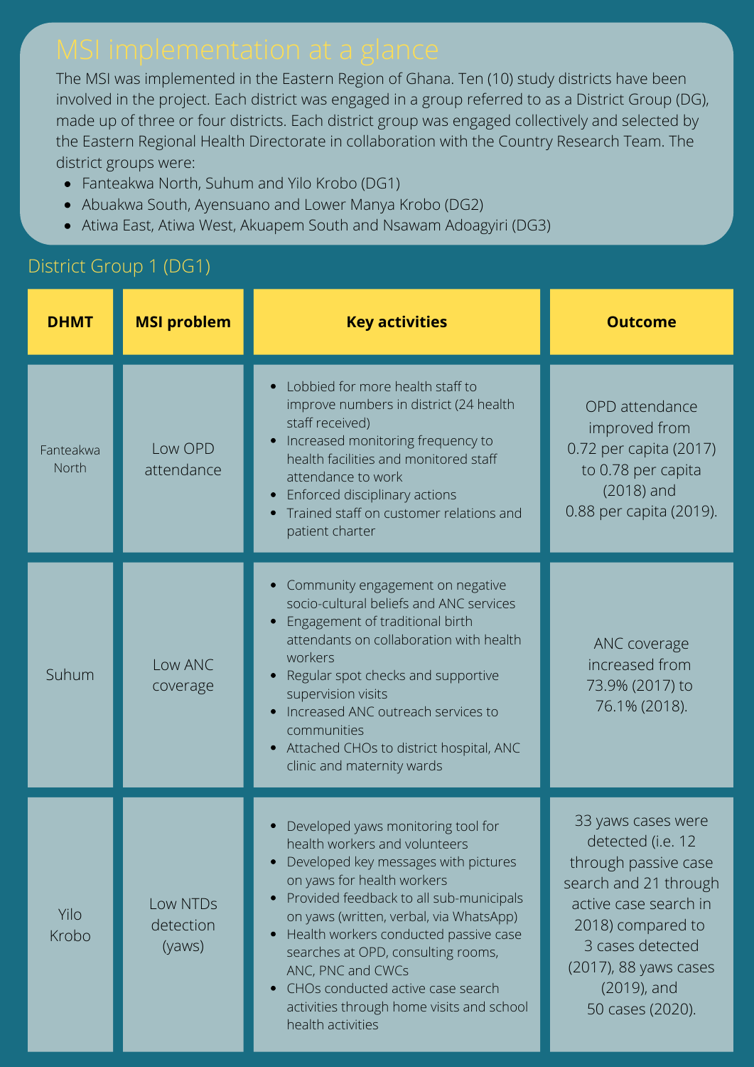## MSI implementation at a glance

The MSI was implemented in the Eastern Region of Ghana. Ten (10) study districts have been involved in the project. Each district was engaged in a group referred to as a District Group (DG), made up of three or four districts. Each district group was engaged collectively and selected by the Eastern Regional Health Directorate in collaboration with the Country Research Team. The district groups were:

- Fanteakwa North, Suhum and Yilo Krobo (DG1)
- Abuakwa South, Ayensuano and Lower Manya Krobo (DG2)
- Atiwa East, Atiwa West, Akuapem South and Nsawam Adoagyiri (DG3)

### District Group 1 (DG1)

| DHMT | MSI problem | Key activities | Outcome |
|---|---|---|---|
| Fanteakwa North | Low OPD attendance | • Lobbied for more health staff to improve numbers in district (24 health staff received)<br>• Increased monitoring frequency to health facilities and monitored staff attendance to work<br>• Enforced disciplinary actions<br>• Trained staff on customer relations and patient charter | OPD attendance improved from 0.72 per capita (2017) to 0.78 per capita (2018) and 0.88 per capita (2019). |
| Suhum | Low ANC coverage | • Community engagement on negative socio-cultural beliefs and ANC services<br>• Engagement of traditional birth attendants on collaboration with health workers<br>• Regular spot checks and supportive supervision visits<br>• Increased ANC outreach services to communities<br>• Attached CHOs to district hospital, ANC clinic and maternity wards | ANC coverage increased from 73.9% (2017) to 76.1% (2018). |
| Yilo Krobo | Low NTDs detection (yaws) | • Developed yaws monitoring tool for health workers and volunteers<br>• Developed key messages with pictures on yaws for health workers<br>• Provided feedback to all sub-municipals on yaws (written, verbal, via WhatsApp)<br>• Health workers conducted passive case searches at OPD, consulting rooms, ANC, PNC and CWCs<br>• CHOs conducted active case search activities through home visits and school health activities | 33 yaws cases were detected (i.e. 12 through passive case search and 21 through active case search in 2018) compared to 3 cases detected (2017), 88 yaws cases (2019), and 50 cases (2020). |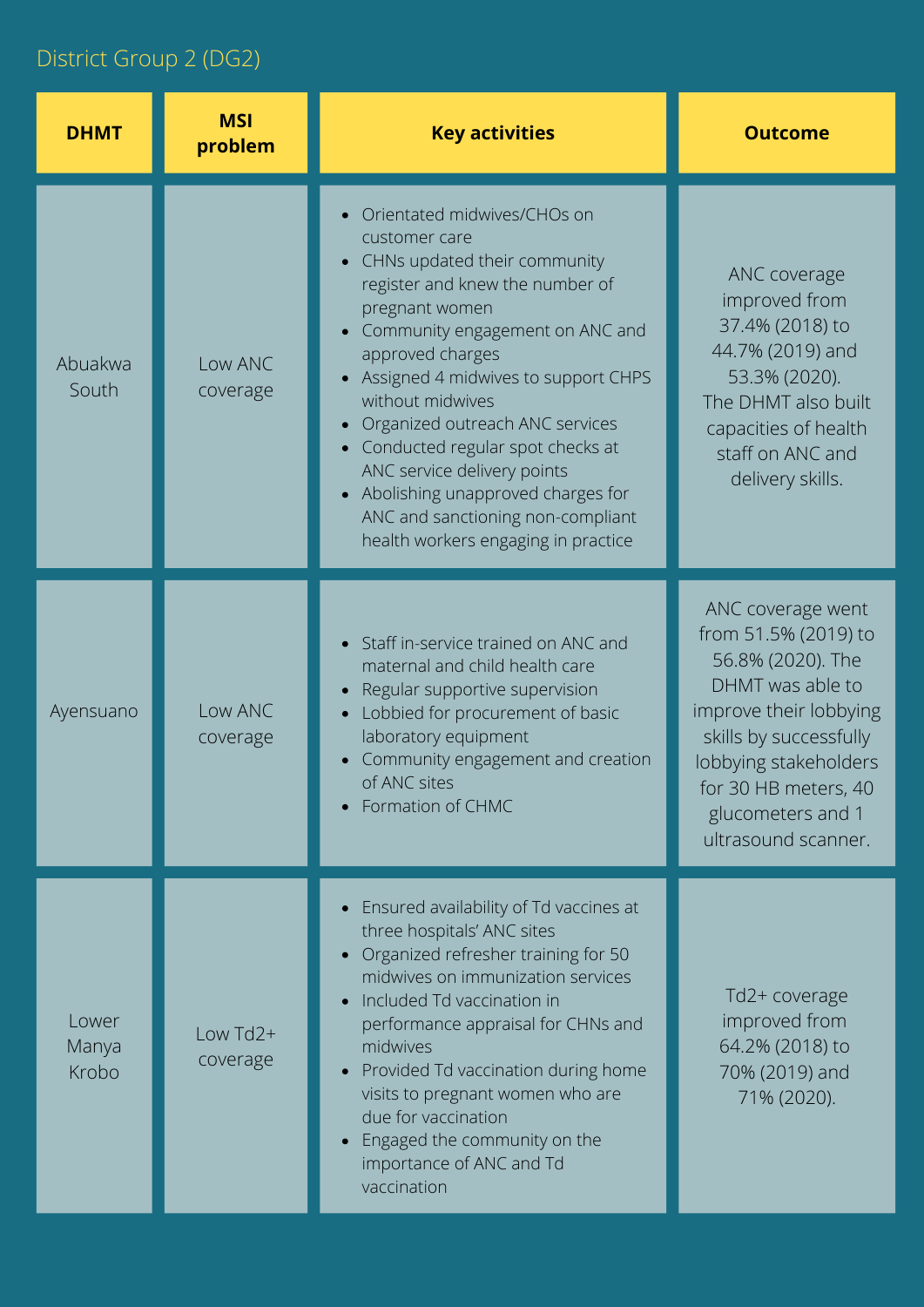## District Group 2 (DG2)

| DHMT | MSI problem | Key activities | Outcome |
|---|---|---|---|
| Abuakwa South | Low ANC coverage | • Orientated midwives/CHOs on customer care<br>• CHNs updated their community register and knew the number of pregnant women<br>• Community engagement on ANC and approved charges<br>• Assigned 4 midwives to support CHPS without midwives<br>• Organized outreach ANC services<br>• Conducted regular spot checks at ANC service delivery points<br>• Abolishing unapproved charges for ANC and sanctioning non-compliant health workers engaging in practice | ANC coverage improved from 37.4% (2018) to 44.7% (2019) and 53.3% (2020). The DHMT also built capacities of health staff on ANC and delivery skills. |
| Ayensuano | Low ANC coverage | • Staff in-service trained on ANC and maternal and child health care<br>• Regular supportive supervision<br>• Lobbied for procurement of basic laboratory equipment<br>• Community engagement and creation of ANC sites<br>• Formation of CHMC | ANC coverage went from 51.5% (2019) to 56.8% (2020). The DHMT was able to improve their lobbying skills by successfully lobbying stakeholders for 30 HB meters, 40 glucometers and 1 ultrasound scanner. |
| Lower Manya Krobo | Low Td2+ coverage | • Ensured availability of Td vaccines at three hospitals' ANC sites<br>• Organized refresher training for 50 midwives on immunization services<br>• Included Td vaccination in performance appraisal for CHNs and midwives<br>• Provided Td vaccination during home visits to pregnant women who are due for vaccination<br>• Engaged the community on the importance of ANC and Td vaccination | Td2+ coverage improved from 64.2% (2018) to 70% (2019) and 71% (2020). |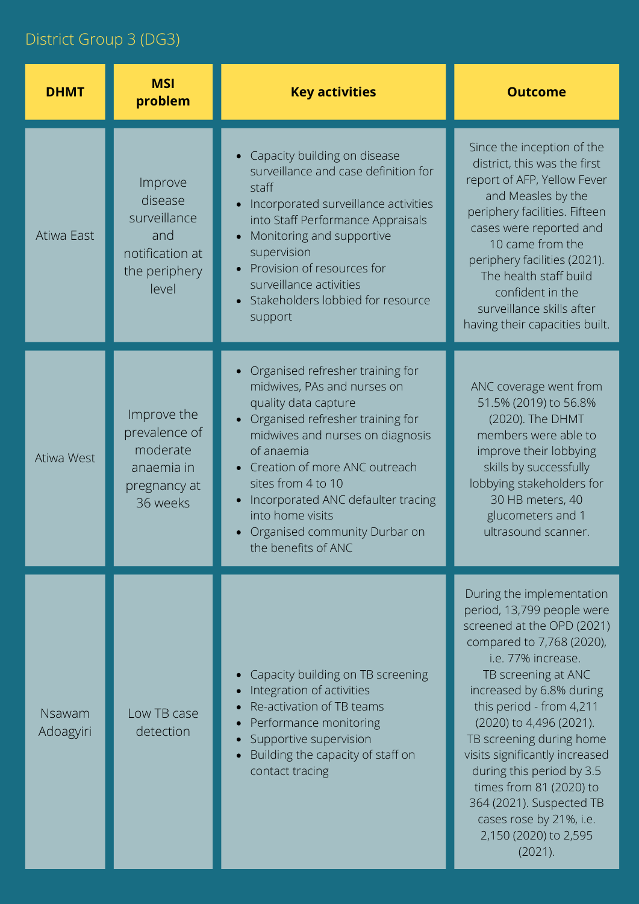## District Group 3 (DG3)

| DHMT | MSI problem | Key activities | Outcome |
|---|---|---|---|
| Atiwa East | Improve disease surveillance and notification at the periphery level | • Capacity building on disease surveillance and case definition for staff<br>• Incorporated surveillance activities into Staff Performance Appraisals<br>• Monitoring and supportive supervision<br>• Provision of resources for surveillance activities<br>• Stakeholders lobbied for resource support | Since the inception of the district, this was the first report of AFP, Yellow Fever and Measles by the periphery facilities. Fifteen cases were reported and 10 came from the periphery facilities (2021). The health staff build confident in the surveillance skills after having their capacities built. |
| Atiwa West | Improve the prevalence of moderate anaemia in pregnancy at 36 weeks | • Organised refresher training for midwives, PAs and nurses on quality data capture<br>• Organised refresher training for midwives and nurses on diagnosis of anaemia<br>• Creation of more ANC outreach sites from 4 to 10<br>• Incorporated ANC defaulter tracing into home visits<br>• Organised community Durbar on the benefits of ANC | ANC coverage went from 51.5% (2019) to 56.8% (2020). The DHMT members were able to improve their lobbying skills by successfully lobbying stakeholders for 30 HB meters, 40 glucometers and 1 ultrasound scanner. |
| Nsawam Adoagyiri | Low TB case detection | • Capacity building on TB screening<br>• Integration of activities<br>• Re-activation of TB teams<br>• Performance monitoring<br>• Supportive supervision<br>• Building the capacity of staff on contact tracing | During the implementation period, 13,799 people were screened at the OPD (2021) compared to 7,768 (2020), i.e. 77% increase. TB screening at ANC increased by 6.8% during this period - from 4,211 (2020) to 4,496 (2021). TB screening during home visits significantly increased during this period by 3.5 times from 81 (2020) to 364 (2021). Suspected TB cases rose by 21%, i.e. 2,150 (2020) to 2,595 (2021). |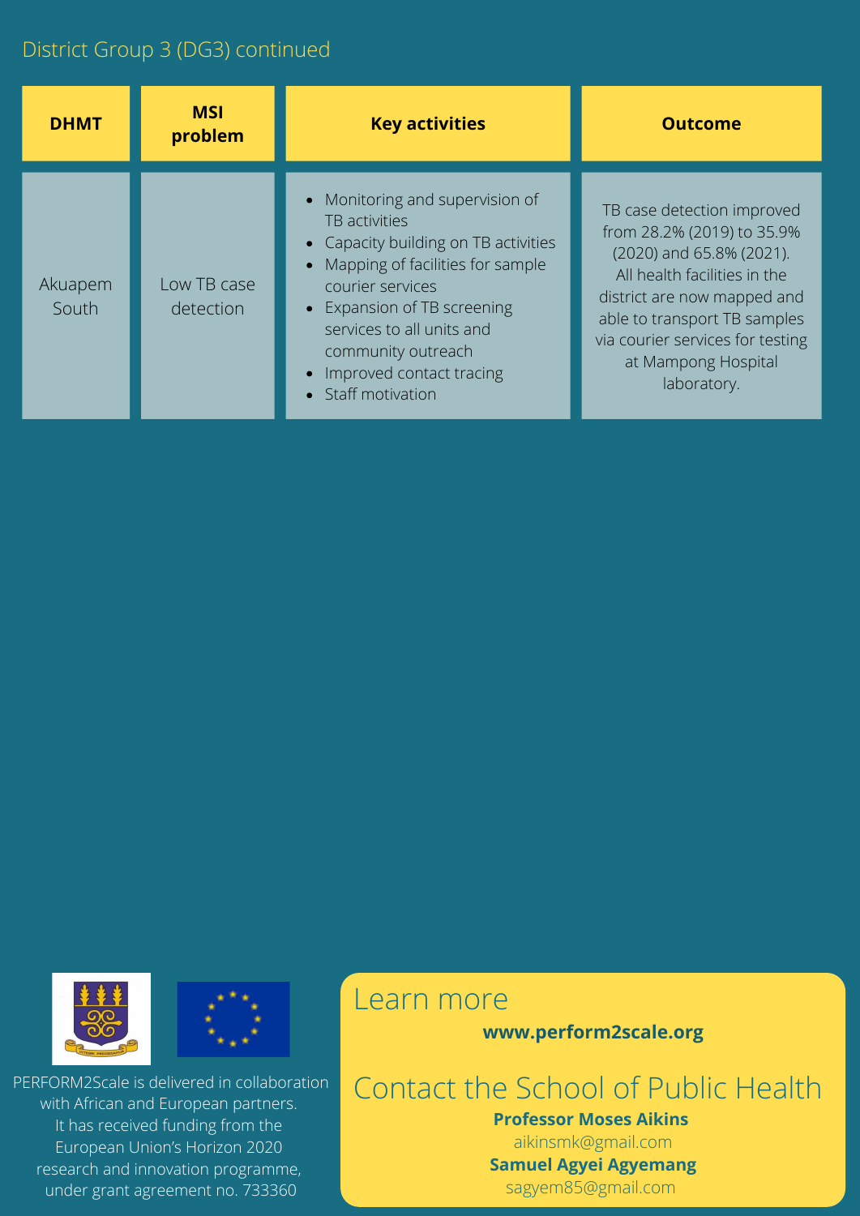District Group 3 (DG3) continued

| DHMT | MSI problem | Key activities | Outcome |
| --- | --- | --- | --- |
| Akuapem South | Low TB case detection | • Monitoring and supervision of TB activities<br>• Capacity building on TB activities<br>• Mapping of facilities for sample courier services<br>• Expansion of TB screening services to all units and community outreach<br>• Improved contact tracing<br>• Staff motivation | TB case detection improved from 28.2% (2019) to 35.9% (2020) and 65.8% (2021). All health facilities in the district are now mapped and able to transport TB samples via courier services for testing at Mampong Hospital laboratory. |

PERFORM2Scale is delivered in collaboration with African and European partners. It has received funding from the European Union's Horizon 2020 research and innovation programme, under grant agreement no. 733360

## Learn more

**www.perform2scale.org**

## Contact the School of Public Health

**Professor Moses Aikins**
aikinsmk@gmail.com

**Samuel Agyei Agyemang**
sagyem85@gmail.com